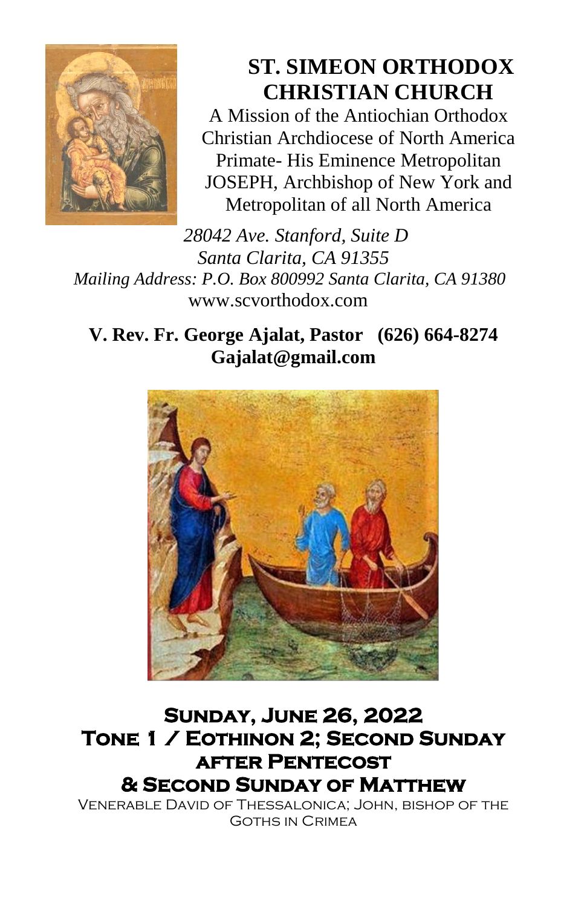# ST. SIMEON ORTHODOX CHRISTIAN CHURCH

A Mission of the Antiochian Orthodox Christian Archdiocese of North America
Primate- His Eminence Metropolitan JOSEPH, Archbishop of New York and Metropolitan of all North America

*28042 Ave. Stanford, Suite D*
*Santa Clarita, CA 91355*
*Mailing Address: P.O. Box 800992 Santa Clarita, CA 91380*
www.scvorthodox.com

**V. Rev. Fr. George Ajalat, Pastor (626) 664-8274**
**Gajalat@gmail.com**

## Sunday, June 26, 2022
## Tone 1 / Eothinon 2; Second Sunday after Pentecost & Second Sunday of Matthew

Venerable David of Thessalonica; John, bishop of the Goths in Crimea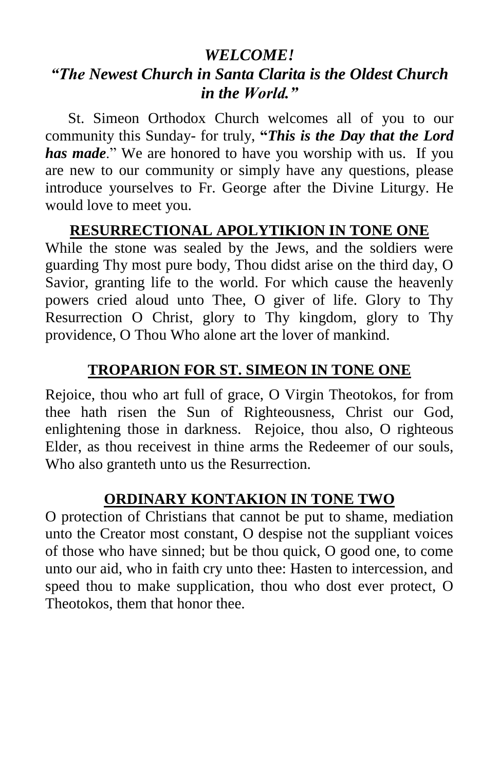***WELCOME!***

***"The Newest Church in Santa Clarita is the Oldest Church in the World."***

St. Simeon Orthodox Church welcomes all of you to our community this Sunday- for truly, **"*This is the Day that the Lord has made*.**" We are honored to have you worship with us. If you are new to our community or simply have any questions, please introduce yourselves to Fr. George after the Divine Liturgy. He would love to meet you.

## RESURRECTIONAL APOLYTIKION IN TONE ONE

While the stone was sealed by the Jews, and the soldiers were guarding Thy most pure body, Thou didst arise on the third day, O Savior, granting life to the world. For which cause the heavenly powers cried aloud unto Thee, O giver of life. Glory to Thy Resurrection O Christ, glory to Thy kingdom, glory to Thy providence, O Thou Who alone art the lover of mankind.

## TROPARION FOR ST. SIMEON IN TONE ONE

Rejoice, thou who art full of grace, O Virgin Theotokos, for from thee hath risen the Sun of Righteousness, Christ our God, enlightening those in darkness. Rejoice, thou also, O righteous Elder, as thou receivest in thine arms the Redeemer of our souls, Who also granteth unto us the Resurrection.

## ORDINARY KONTAKION IN TONE TWO

O protection of Christians that cannot be put to shame, mediation unto the Creator most constant, O despise not the suppliant voices of those who have sinned; but be thou quick, O good one, to come unto our aid, who in faith cry unto thee: Hasten to intercession, and speed thou to make supplication, thou who dost ever protect, O Theotokos, them that honor thee.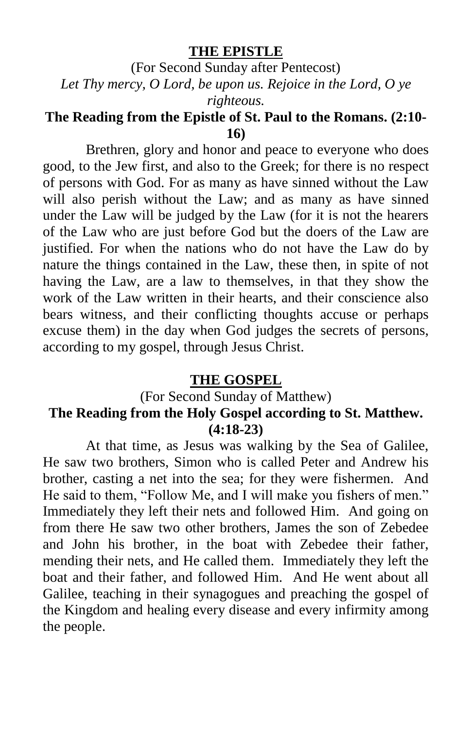## THE EPISTLE

(For Second Sunday after Pentecost)

*Let Thy mercy, O Lord, be upon us. Rejoice in the Lord, O ye righteous.*

**The Reading from the Epistle of St. Paul to the Romans. (2:10-16)**

Brethren, glory and honor and peace to everyone who does good, to the Jew first, and also to the Greek; for there is no respect of persons with God. For as many as have sinned without the Law will also perish without the Law; and as many as have sinned under the Law will be judged by the Law (for it is not the hearers of the Law who are just before God but the doers of the Law are justified. For when the nations who do not have the Law do by nature the things contained in the Law, these then, in spite of not having the Law, are a law to themselves, in that they show the work of the Law written in their hearts, and their conscience also bears witness, and their conflicting thoughts accuse or perhaps excuse them) in the day when God judges the secrets of persons, according to my gospel, through Jesus Christ.

## THE GOSPEL

(For Second Sunday of Matthew)

**The Reading from the Holy Gospel according to St. Matthew. (4:18-23)**

At that time, as Jesus was walking by the Sea of Galilee, He saw two brothers, Simon who is called Peter and Andrew his brother, casting a net into the sea; for they were fishermen. And He said to them, "Follow Me, and I will make you fishers of men." Immediately they left their nets and followed Him. And going on from there He saw two other brothers, James the son of Zebedee and John his brother, in the boat with Zebedee their father, mending their nets, and He called them. Immediately they left the boat and their father, and followed Him. And He went about all Galilee, teaching in their synagogues and preaching the gospel of the Kingdom and healing every disease and every infirmity among the people.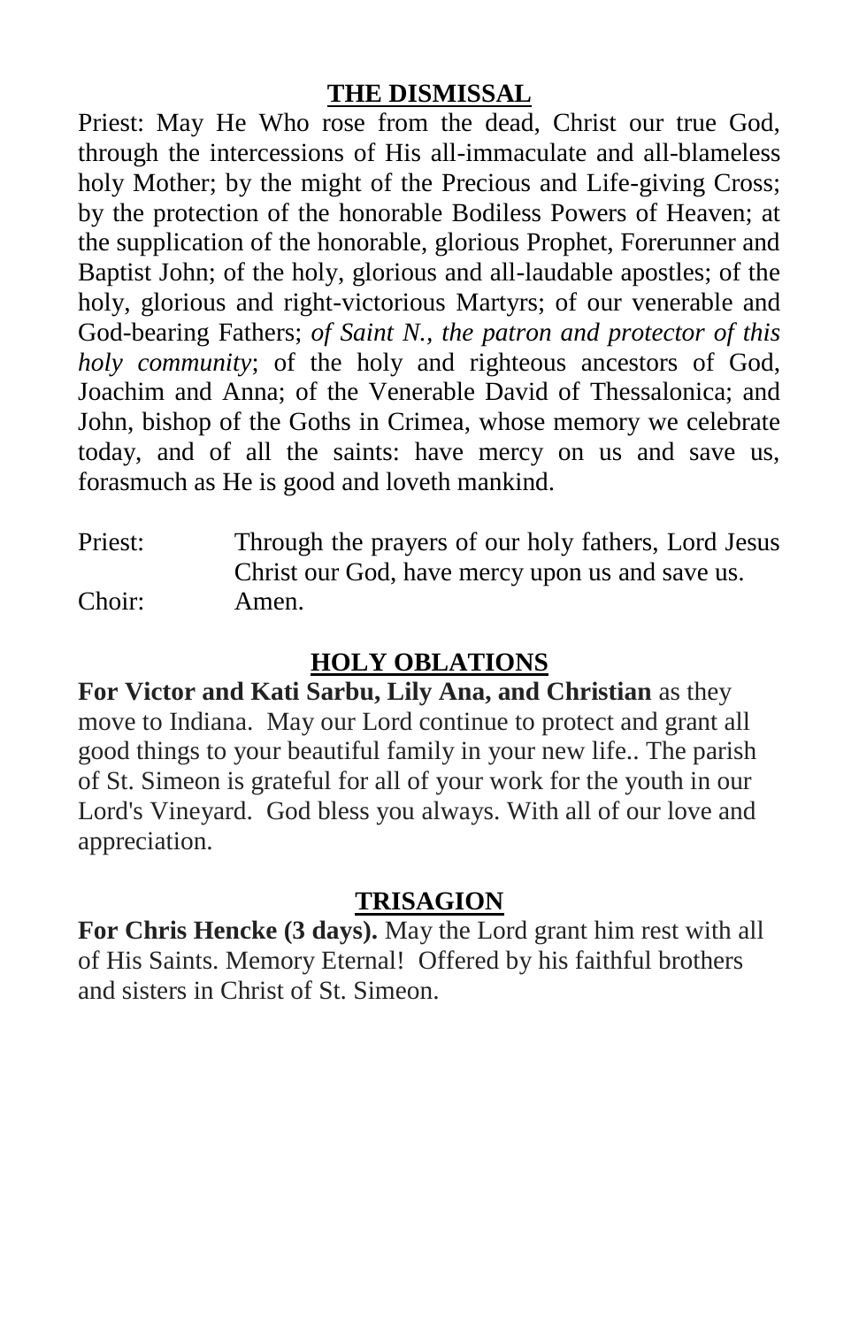## THE DISMISSAL

Priest: May He Who rose from the dead, Christ our true God, through the intercessions of His all-immaculate and all-blameless holy Mother; by the might of the Precious and Life-giving Cross; by the protection of the honorable Bodiless Powers of Heaven; at the supplication of the honorable, glorious Prophet, Forerunner and Baptist John; of the holy, glorious and all-laudable apostles; of the holy, glorious and right-victorious Martyrs; of our venerable and God-bearing Fathers; *of Saint N., the patron and protector of this holy community*; of the holy and righteous ancestors of God, Joachim and Anna; of the Venerable David of Thessalonica; and John, bishop of the Goths in Crimea, whose memory we celebrate today, and of all the saints: have mercy on us and save us, forasmuch as He is good and loveth mankind.

Priest: Through the prayers of our holy fathers, Lord Jesus Christ our God, have mercy upon us and save us.

Choir: Amen.

## HOLY OBLATIONS

**For Victor and Kati Sarbu, Lily Ana, and Christian** as they move to Indiana. May our Lord continue to protect and grant all good things to your beautiful family in your new life.. The parish of St. Simeon is grateful for all of your work for the youth in our Lord's Vineyard. God bless you always. With all of our love and appreciation.

## TRISAGION

**For Chris Hencke (3 days).** May the Lord grant him rest with all of His Saints. Memory Eternal! Offered by his faithful brothers and sisters in Christ of St. Simeon.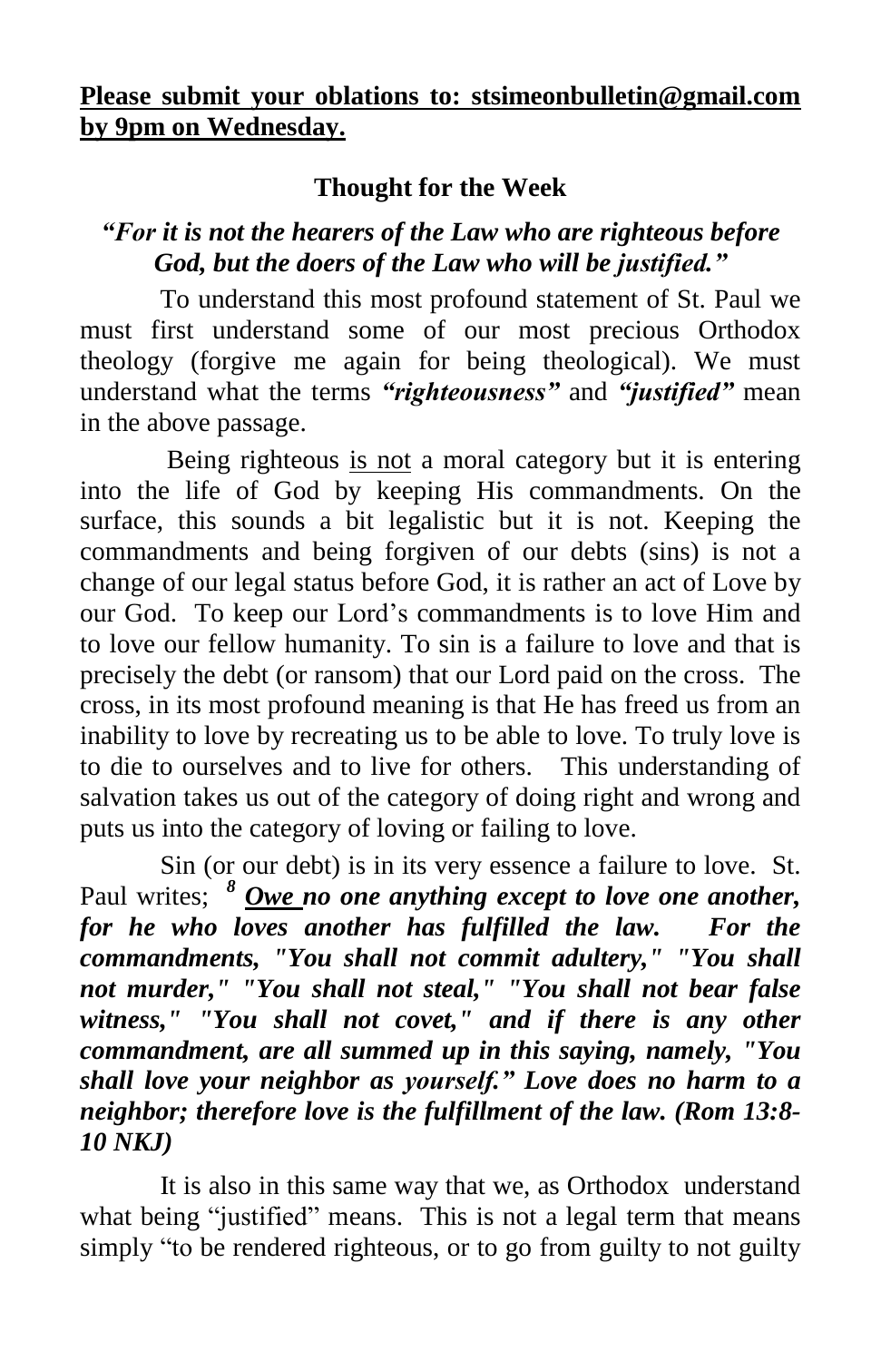**<u>Please submit your oblations to: stsimeonbulletin@gmail.com by 9pm on Wednesday.</u>**

## Thought for the Week

***"For it is not the hearers of the Law who are righteous before God, but the doers of the Law who will be justified."***

To understand this most profound statement of St. Paul we must first understand some of our most precious Orthodox theology (forgive me again for being theological). We must understand what the terms ***"righteousness"*** and ***"justified"*** mean in the above passage.

Being righteous <u>is not</u> a moral category but it is entering into the life of God by keeping His commandments. On the surface, this sounds a bit legalistic but it is not. Keeping the commandments and being forgiven of our debts (sins) is not a change of our legal status before God, it is rather an act of Love by our God. To keep our Lord's commandments is to love Him and to love our fellow humanity. To sin is a failure to love and that is precisely the debt (or ransom) that our Lord paid on the cross. The cross, in its most profound meaning is that He has freed us from an inability to love by recreating us to be able to love. To truly love is to die to ourselves and to live for others. This understanding of salvation takes us out of the category of doing right and wrong and puts us into the category of loving or failing to love.

Sin (or our debt) is in its very essence a failure to love. St. Paul writes; ***[8] <u>Owe</u> no one anything except to love one another, for he who loves another has fulfilled the law. For the commandments, "You shall not commit adultery," "You shall not murder," "You shall not steal," "You shall not bear false witness," "You shall not covet," and if there is any other commandment, are all summed up in this saying, namely, "You shall love your neighbor as yourself." Love does no harm to a neighbor; therefore love is the fulfillment of the law. (Rom 13:8-10 NKJ)***

It is also in this same way that we, as Orthodox understand what being "justified" means. This is not a legal term that means simply "to be rendered righteous, or to go from guilty to not guilty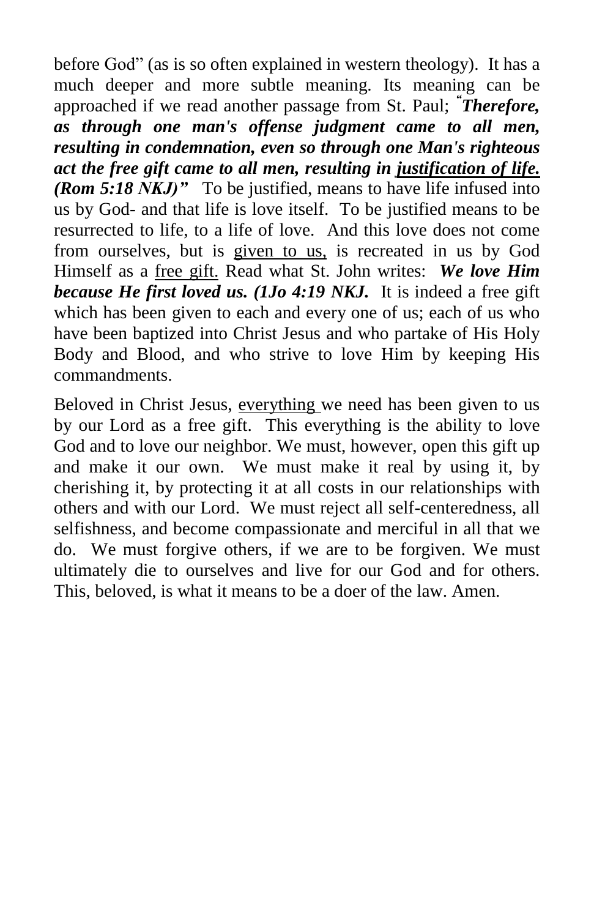before God" (as is so often explained in western theology). It has a much deeper and more subtle meaning. Its meaning can be approached if we read another passage from St. Paul; "***Therefore, as through one man's offense judgment came to all men, resulting in condemnation, even so through one Man's righteous act the free gift came to all men, resulting in <u>justification of life.</u> (Rom 5:18 NKJ)"*** To be justified, means to have life infused into us by God- and that life is love itself. To be justified means to be resurrected to life, to a life of love. And this love does not come from ourselves, but is <u>given to us,</u> is recreated in us by God Himself as a <u>free gift.</u> Read what St. John writes: ***We love Him because He first loved us. (1Jo 4:19 NKJ.*** It is indeed a free gift which has been given to each and every one of us; each of us who have been baptized into Christ Jesus and who partake of His Holy Body and Blood, and who strive to love Him by keeping His commandments.

Beloved in Christ Jesus, <u>everything</u> we need has been given to us by our Lord as a free gift. This everything is the ability to love God and to love our neighbor. We must, however, open this gift up and make it our own. We must make it real by using it, by cherishing it, by protecting it at all costs in our relationships with others and with our Lord. We must reject all self-centeredness, all selfishness, and become compassionate and merciful in all that we do. We must forgive others, if we are to be forgiven. We must ultimately die to ourselves and live for our God and for others. This, beloved, is what it means to be a doer of the law. Amen.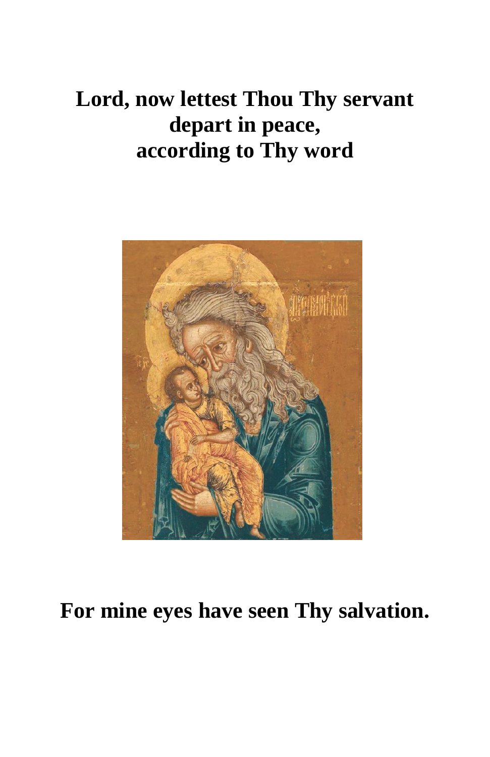**Lord, now lettest Thou Thy servant depart in peace, according to Thy word**

**For mine eyes have seen Thy salvation.**